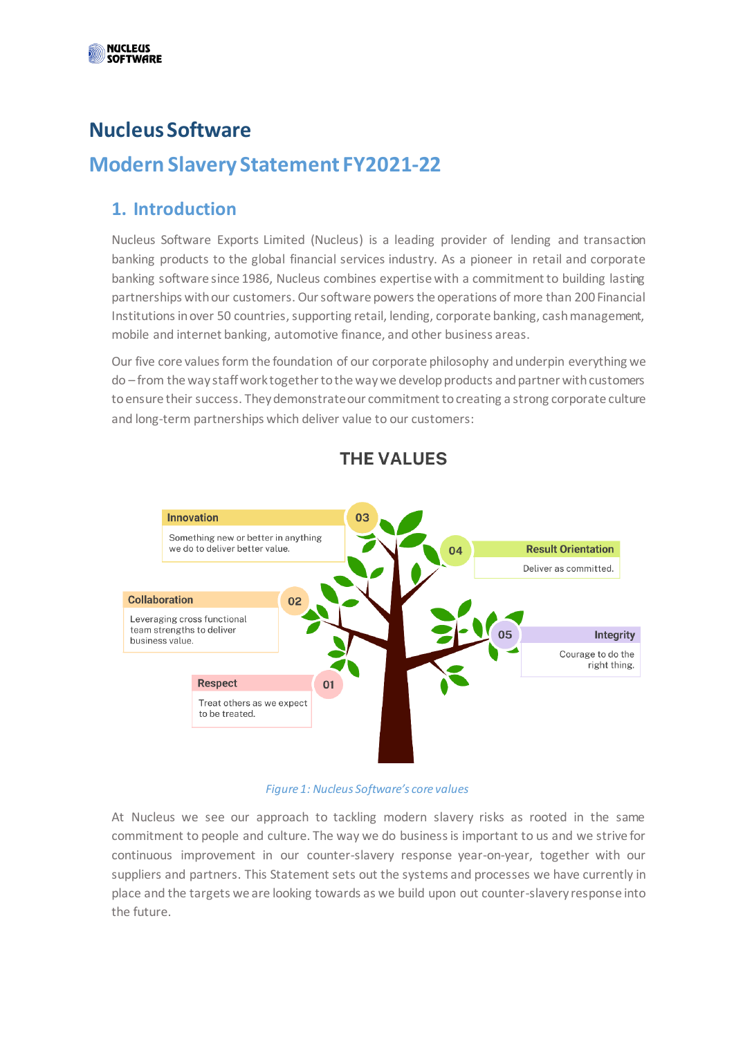# Nucleus Software

## Modern Slavery Statement FY2021-22

### 1. Introduction

Nucleus Software Exports Limited (Nucleus) is a leading provider of lending and transaction banking products to the global financial services industry. As a pioneer in retail and corporate banking software since 1986, Nucleus combines expertise with a commitment to building lasting partnerships with our customers. Our software powers the operations of more than 200 Financial Institutions in over 50 countries, supporting retail, lending, corporate banking, cash management, mobile and internet banking, automotive finance, and other business areas.

Our five core values form the foundation of our corporate philosophy and underpin everything we do – from the way staff work together to the way we develop products and partner with customers to ensure their success. They demonstrate our commitment to creating a strong corporate culture and long-term partnerships which deliver value to our customers:

**THE VALUES**

- **01 Respect** – Treat others as we expect to be treated.
- **02 Collaboration** – Leveraging cross functional team strengths to deliver business value.
- **03 Innovation** – Something new or better in anything we do to deliver better value.
- **04 Result Orientation** – Deliver as committed.
- **05 Integrity** – Courage to do the right thing.

*Figure 1: Nucleus Software's core values*

At Nucleus we see our approach to tackling modern slavery risks as rooted in the same commitment to people and culture. The way we do business is important to us and we strive for continuous improvement in our counter-slavery response year-on-year, together with our suppliers and partners. This Statement sets out the systems and processes we have currently in place and the targets we are looking towards as we build upon out counter-slavery response into the future.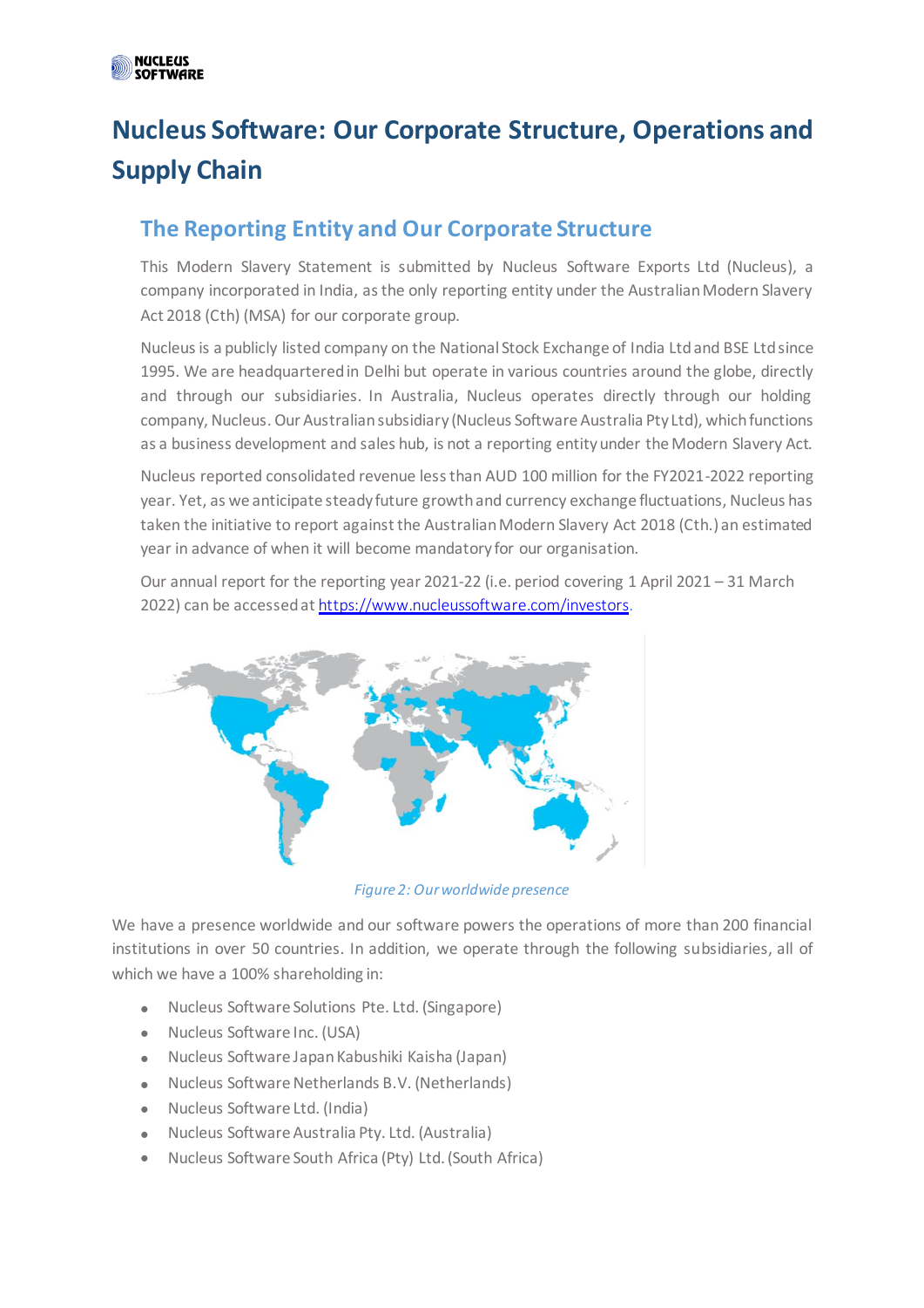# Nucleus Software: Our Corporate Structure, Operations and Supply Chain

## The Reporting Entity and Our Corporate Structure

This Modern Slavery Statement is submitted by Nucleus Software Exports Ltd (Nucleus), a company incorporated in India, as the only reporting entity under the Australian Modern Slavery Act 2018 (Cth) (MSA) for our corporate group.

Nucleus is a publicly listed company on the National Stock Exchange of India Ltd and BSE Ltd since 1995. We are headquartered in Delhi but operate in various countries around the globe, directly and through our subsidiaries. In Australia, Nucleus operates directly through our holding company, Nucleus. Our Australian subsidiary (Nucleus Software Australia Pty Ltd), which functions as a business development and sales hub, is not a reporting entity under the Modern Slavery Act.

Nucleus reported consolidated revenue less than AUD 100 million for the FY2021-2022 reporting year. Yet, as we anticipate steady future growth and currency exchange fluctuations, Nucleus has taken the initiative to report against the Australian Modern Slavery Act 2018 (Cth.) an estimated year in advance of when it will become mandatory for our organisation.

Our annual report for the reporting year 2021-22 (i.e. period covering 1 April 2021 – 31 March 2022) can be accessed at https://www.nucleussoftware.com/investors.

*Figure 2: Our worldwide presence*

We have a presence worldwide and our software powers the operations of more than 200 financial institutions in over 50 countries. In addition, we operate through the following subsidiaries, all of which we have a 100% shareholding in:

- Nucleus Software Solutions Pte. Ltd. (Singapore)
- Nucleus Software Inc. (USA)
- Nucleus Software Japan Kabushiki Kaisha (Japan)
- Nucleus Software Netherlands B.V. (Netherlands)
- Nucleus Software Ltd. (India)
- Nucleus Software Australia Pty. Ltd. (Australia)
- Nucleus Software South Africa (Pty) Ltd. (South Africa)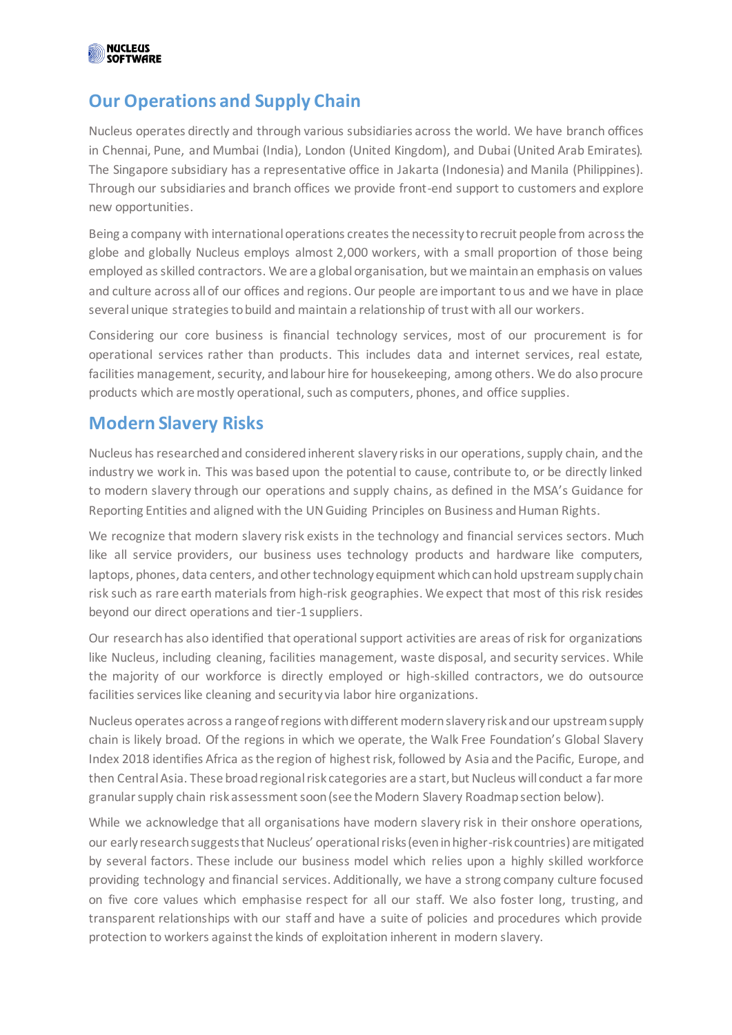## Our Operations and Supply Chain

Nucleus operates directly and through various subsidiaries across the world. We have branch offices in Chennai, Pune, and Mumbai (India), London (United Kingdom), and Dubai (United Arab Emirates). The Singapore subsidiary has a representative office in Jakarta (Indonesia) and Manila (Philippines). Through our subsidiaries and branch offices we provide front-end support to customers and explore new opportunities.

Being a company with international operations creates the necessity to recruit people from across the globe and globally Nucleus employs almost 2,000 workers, with a small proportion of those being employed as skilled contractors. We are a global organisation, but we maintain an emphasis on values and culture across all of our offices and regions. Our people are important to us and we have in place several unique strategies to build and maintain a relationship of trust with all our workers.

Considering our core business is financial technology services, most of our procurement is for operational services rather than products. This includes data and internet services, real estate, facilities management, security, and labour hire for housekeeping, among others. We do also procure products which are mostly operational, such as computers, phones, and office supplies.

## Modern Slavery Risks

Nucleus has researched and considered inherent slavery risks in our operations, supply chain, and the industry we work in. This was based upon the potential to cause, contribute to, or be directly linked to modern slavery through our operations and supply chains, as defined in the MSA's Guidance for Reporting Entities and aligned with the UN Guiding Principles on Business and Human Rights.

We recognize that modern slavery risk exists in the technology and financial services sectors. Much like all service providers, our business uses technology products and hardware like computers, laptops, phones, data centers, and other technology equipment which can hold upstream supply chain risk such as rare earth materials from high-risk geographies. We expect that most of this risk resides beyond our direct operations and tier-1 suppliers.

Our research has also identified that operational support activities are areas of risk for organizations like Nucleus, including cleaning, facilities management, waste disposal, and security services. While the majority of our workforce is directly employed or high-skilled contractors, we do outsource facilities services like cleaning and security via labor hire organizations.

Nucleus operates across a range of regions with different modern slavery risk and our upstream supply chain is likely broad. Of the regions in which we operate, the Walk Free Foundation's Global Slavery Index 2018 identifies Africa as the region of highest risk, followed by Asia and the Pacific, Europe, and then Central Asia. These broad regional risk categories are a start, but Nucleus will conduct a far more granular supply chain risk assessment soon (see the Modern Slavery Roadmap section below).

While we acknowledge that all organisations have modern slavery risk in their onshore operations, our early research suggests that Nucleus' operational risks (even in higher-risk countries) are mitigated by several factors. These include our business model which relies upon a highly skilled workforce providing technology and financial services. Additionally, we have a strong company culture focused on five core values which emphasise respect for all our staff. We also foster long, trusting, and transparent relationships with our staff and have a suite of policies and procedures which provide protection to workers against the kinds of exploitation inherent in modern slavery.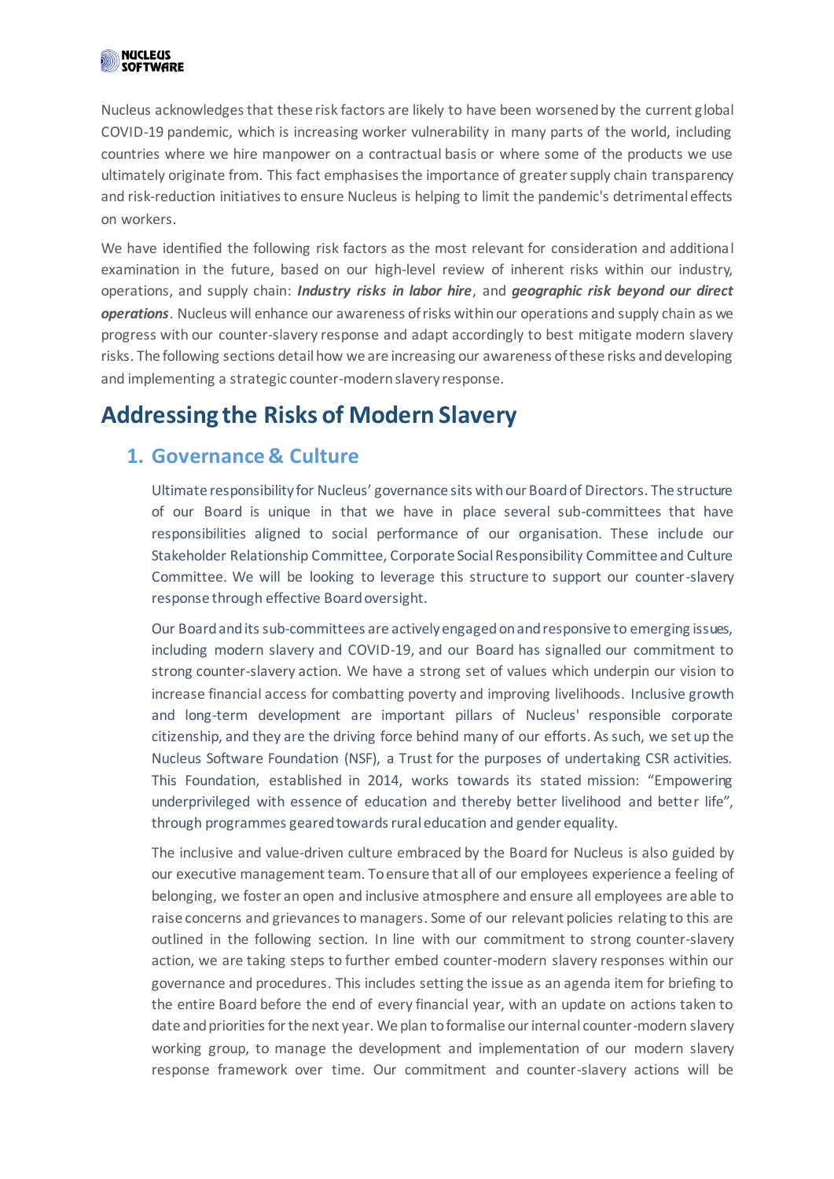Nucleus acknowledges that these risk factors are likely to have been worsened by the current global COVID-19 pandemic, which is increasing worker vulnerability in many parts of the world, including countries where we hire manpower on a contractual basis or where some of the products we use ultimately originate from. This fact emphasises the importance of greater supply chain transparency and risk-reduction initiatives to ensure Nucleus is helping to limit the pandemic's detrimental effects on workers.

We have identified the following risk factors as the most relevant for consideration and additional examination in the future, based on our high-level review of inherent risks within our industry, operations, and supply chain: ***Industry risks in labor hire***, and ***geographic risk beyond our direct operations***. Nucleus will enhance our awareness of risks within our operations and supply chain as we progress with our counter-slavery response and adapt accordingly to best mitigate modern slavery risks. The following sections detail how we are increasing our awareness of these risks and developing and implementing a strategic counter-modern slavery response.

# Addressing the Risks of Modern Slavery

## 1. Governance & Culture

Ultimate responsibility for Nucleus' governance sits with our Board of Directors. The structure of our Board is unique in that we have in place several sub-committees that have responsibilities aligned to social performance of our organisation. These include our Stakeholder Relationship Committee, Corporate Social Responsibility Committee and Culture Committee. We will be looking to leverage this structure to support our counter-slavery response through effective Board oversight.

Our Board and its sub-committees are actively engaged on and responsive to emerging issues, including modern slavery and COVID-19, and our Board has signalled our commitment to strong counter-slavery action. We have a strong set of values which underpin our vision to increase financial access for combatting poverty and improving livelihoods. Inclusive growth and long-term development are important pillars of Nucleus' responsible corporate citizenship, and they are the driving force behind many of our efforts. As such, we set up the Nucleus Software Foundation (NSF), a Trust for the purposes of undertaking CSR activities. This Foundation, established in 2014, works towards its stated mission: "Empowering underprivileged with essence of education and thereby better livelihood and better life", through programmes geared towards rural education and gender equality.

The inclusive and value-driven culture embraced by the Board for Nucleus is also guided by our executive management team. To ensure that all of our employees experience a feeling of belonging, we foster an open and inclusive atmosphere and ensure all employees are able to raise concerns and grievances to managers. Some of our relevant policies relating to this are outlined in the following section. In line with our commitment to strong counter-slavery action, we are taking steps to further embed counter-modern slavery responses within our governance and procedures. This includes setting the issue as an agenda item for briefing to the entire Board before the end of every financial year, with an update on actions taken to date and priorities for the next year. We plan to formalise our internal counter-modern slavery working group, to manage the development and implementation of our modern slavery response framework over time. Our commitment and counter-slavery actions will be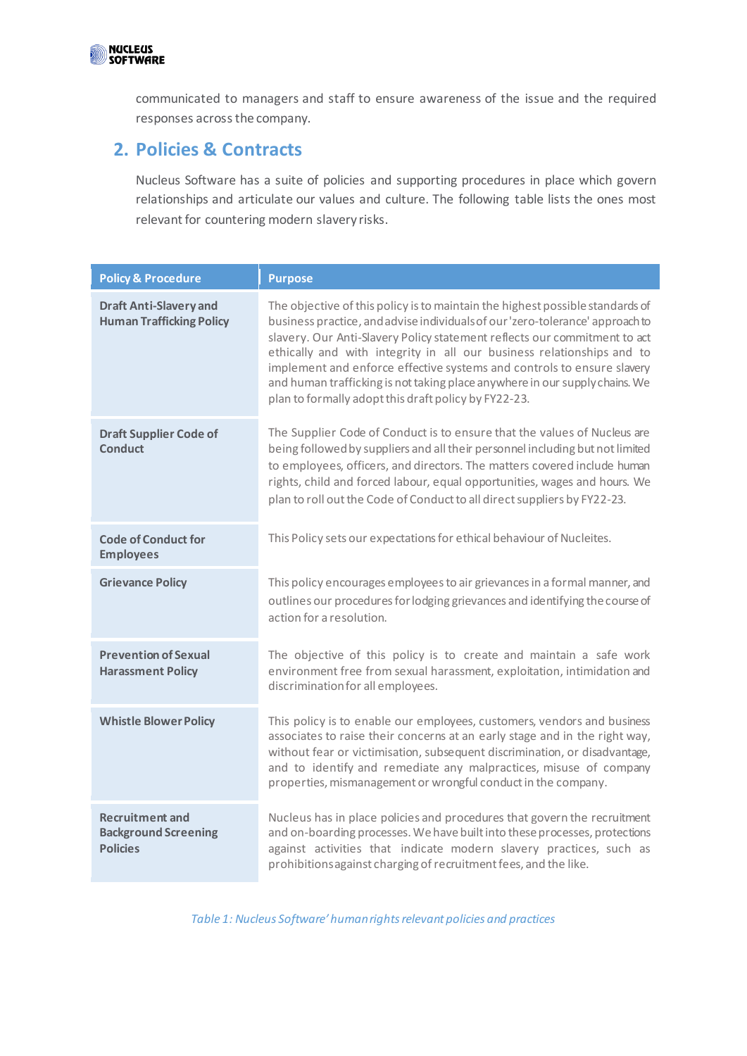communicated to managers and staff to ensure awareness of the issue and the required responses across the company.

## 2. Policies & Contracts

Nucleus Software has a suite of policies and supporting procedures in place which govern relationships and articulate our values and culture. The following table lists the ones most relevant for countering modern slavery risks.

| Policy & Procedure | Purpose |
|---|---|
| **Draft Anti-Slavery and Human Trafficking Policy** | The objective of this policy is to maintain the highest possible standards of business practice, and advise individuals of our 'zero-tolerance' approach to slavery. Our Anti-Slavery Policy statement reflects our commitment to act ethically and with integrity in all our business relationships and to implement and enforce effective systems and controls to ensure slavery and human trafficking is not taking place anywhere in our supply chains. We plan to formally adopt this draft policy by FY22-23. |
| **Draft Supplier Code of Conduct** | The Supplier Code of Conduct is to ensure that the values of Nucleus are being followed by suppliers and all their personnel including but not limited to employees, officers, and directors. The matters covered include human rights, child and forced labour, equal opportunities, wages and hours. We plan to roll out the Code of Conduct to all direct suppliers by FY22-23. |
| **Code of Conduct for Employees** | This Policy sets our expectations for ethical behaviour of Nucleites. |
| **Grievance Policy** | This policy encourages employees to air grievances in a formal manner, and outlines our procedures for lodging grievances and identifying the course of action for a resolution. |
| **Prevention of Sexual Harassment Policy** | The objective of this policy is to create and maintain a safe work environment free from sexual harassment, exploitation, intimidation and discrimination for all employees. |
| **Whistle Blower Policy** | This policy is to enable our employees, customers, vendors and business associates to raise their concerns at an early stage and in the right way, without fear or victimisation, subsequent discrimination, or disadvantage, and to identify and remediate any malpractices, misuse of company properties, mismanagement or wrongful conduct in the company. |
| **Recruitment and Background Screening Policies** | Nucleus has in place policies and procedures that govern the recruitment and on-boarding processes. We have built into these processes, protections against activities that indicate modern slavery practices, such as prohibitions against charging of recruitment fees, and the like. |

*Table 1: Nucleus Software' human rights relevant policies and practices*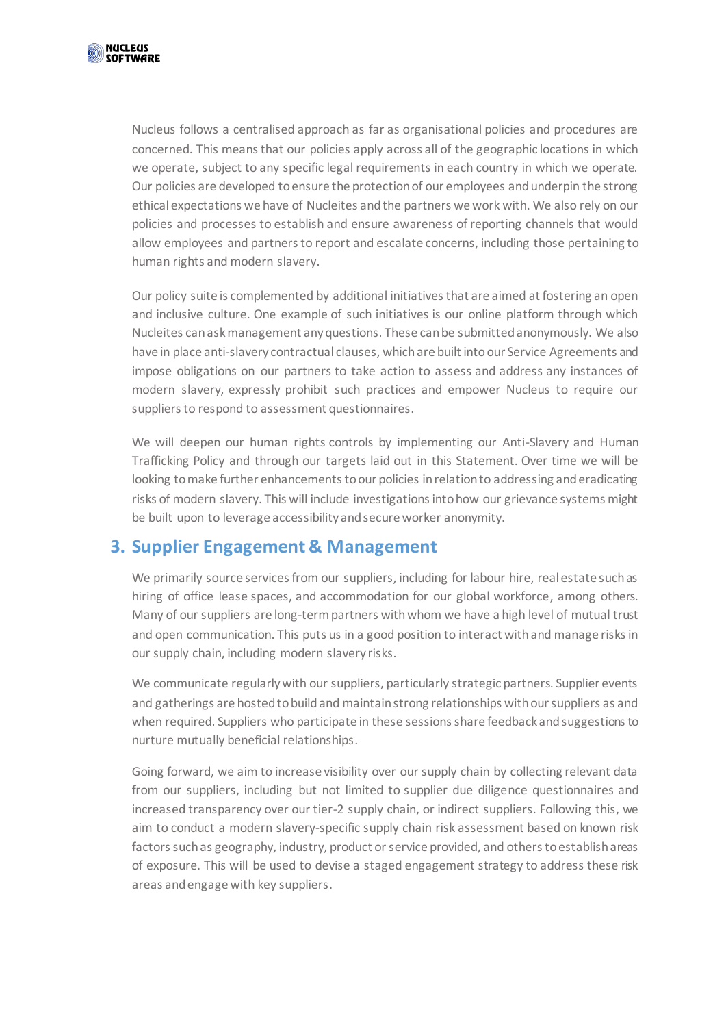Nucleus follows a centralised approach as far as organisational policies and procedures are concerned. This means that our policies apply across all of the geographic locations in which we operate, subject to any specific legal requirements in each country in which we operate. Our policies are developed to ensure the protection of our employees and underpin the strong ethical expectations we have of Nucleites and the partners we work with. We also rely on our policies and processes to establish and ensure awareness of reporting channels that would allow employees and partners to report and escalate concerns, including those pertaining to human rights and modern slavery.

Our policy suite is complemented by additional initiatives that are aimed at fostering an open and inclusive culture. One example of such initiatives is our online platform through which Nucleites can ask management any questions. These can be submitted anonymously. We also have in place anti-slavery contractual clauses, which are built into our Service Agreements and impose obligations on our partners to take action to assess and address any instances of modern slavery, expressly prohibit such practices and empower Nucleus to require our suppliers to respond to assessment questionnaires.

We will deepen our human rights controls by implementing our Anti-Slavery and Human Trafficking Policy and through our targets laid out in this Statement. Over time we will be looking to make further enhancements to our policies in relation to addressing and eradicating risks of modern slavery. This will include investigations into how our grievance systems might be built upon to leverage accessibility and secure worker anonymity.

## 3. Supplier Engagement & Management

We primarily source services from our suppliers, including for labour hire, real estate such as hiring of office lease spaces, and accommodation for our global workforce, among others. Many of our suppliers are long-term partners with whom we have a high level of mutual trust and open communication. This puts us in a good position to interact with and manage risks in our supply chain, including modern slavery risks.

We communicate regularly with our suppliers, particularly strategic partners. Supplier events and gatherings are hosted to build and maintain strong relationships with our suppliers as and when required. Suppliers who participate in these sessions share feedback and suggestions to nurture mutually beneficial relationships.

Going forward, we aim to increase visibility over our supply chain by collecting relevant data from our suppliers, including but not limited to supplier due diligence questionnaires and increased transparency over our tier-2 supply chain, or indirect suppliers. Following this, we aim to conduct a modern slavery-specific supply chain risk assessment based on known risk factors such as geography, industry, product or service provided, and others to establish areas of exposure. This will be used to devise a staged engagement strategy to address these risk areas and engage with key suppliers.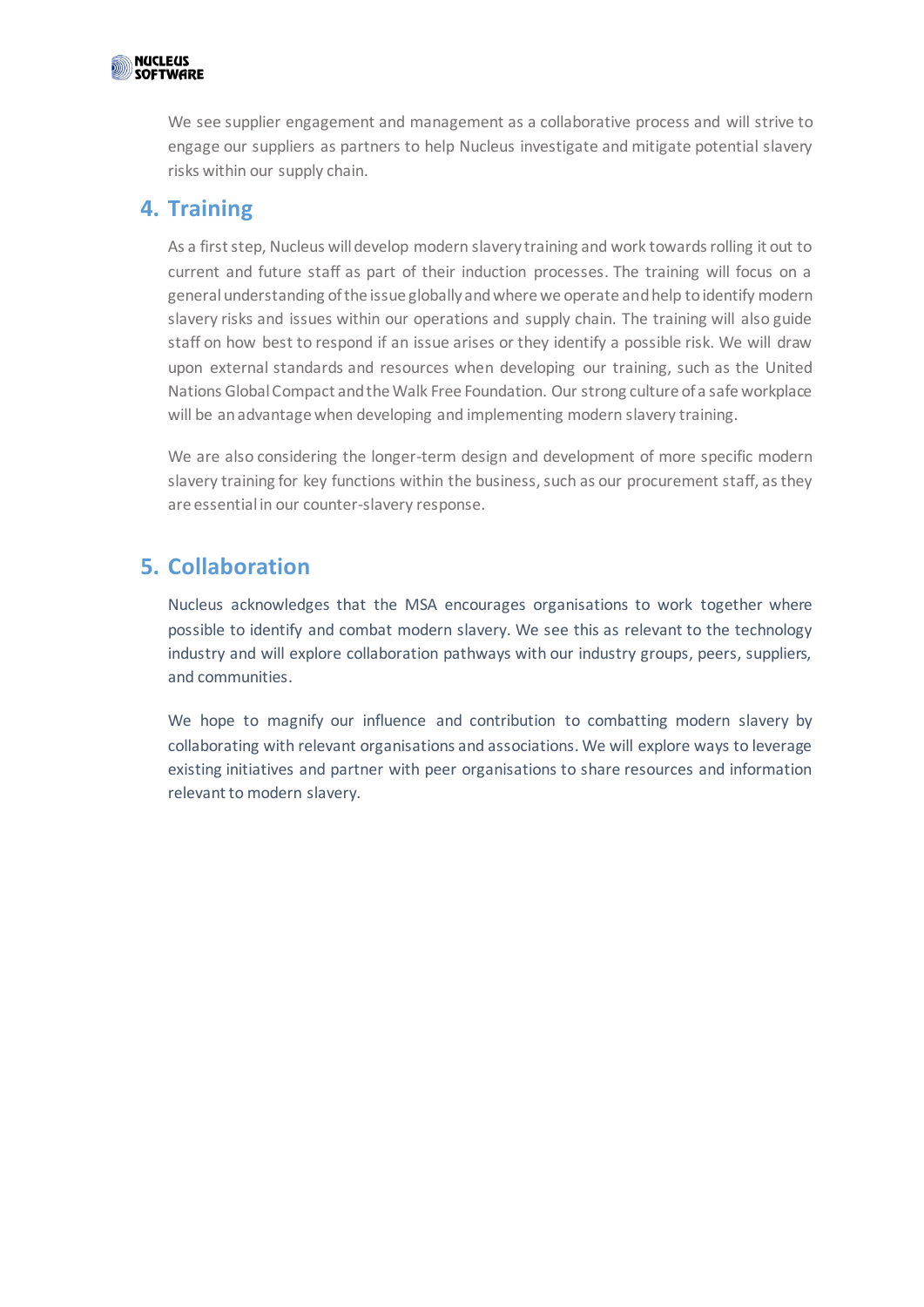We see supplier engagement and management as a collaborative process and will strive to engage our suppliers as partners to help Nucleus investigate and mitigate potential slavery risks within our supply chain.

## 4. Training

As a first step, Nucleus will develop modern slavery training and work towards rolling it out to current and future staff as part of their induction processes. The training will focus on a general understanding of the issue globally and where we operate and help to identify modern slavery risks and issues within our operations and supply chain. The training will also guide staff on how best to respond if an issue arises or they identify a possible risk. We will draw upon external standards and resources when developing our training, such as the United Nations Global Compact and the Walk Free Foundation. Our strong culture of a safe workplace will be an advantage when developing and implementing modern slavery training.

We are also considering the longer-term design and development of more specific modern slavery training for key functions within the business, such as our procurement staff, as they are essential in our counter-slavery response.

## 5. Collaboration

Nucleus acknowledges that the MSA encourages organisations to work together where possible to identify and combat modern slavery. We see this as relevant to the technology industry and will explore collaboration pathways with our industry groups, peers, suppliers, and communities.

We hope to magnify our influence and contribution to combatting modern slavery by collaborating with relevant organisations and associations. We will explore ways to leverage existing initiatives and partner with peer organisations to share resources and information relevant to modern slavery.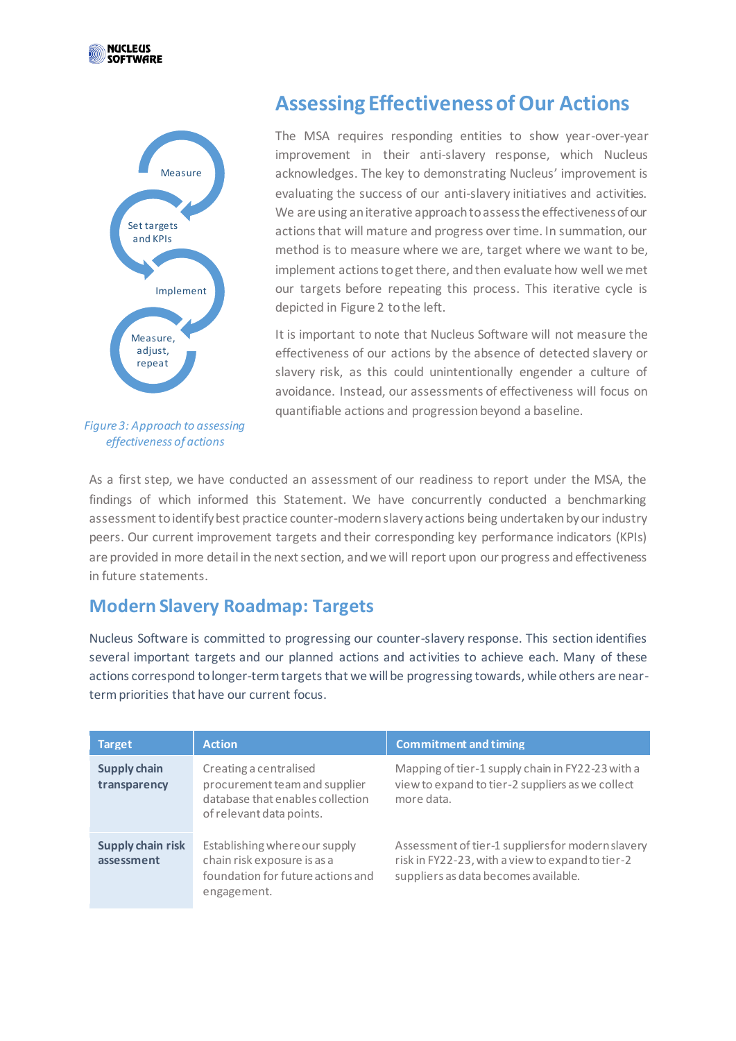## Assessing Effectiveness of Our Actions

The MSA requires responding entities to show year-over-year improvement in their anti-slavery response, which Nucleus acknowledges. The key to demonstrating Nucleus' improvement is evaluating the success of our anti-slavery initiatives and activities. We are using an iterative approach to assess the effectiveness of our actions that will mature and progress over time. In summation, our method is to measure where we are, target where we want to be, implement actions to get there, and then evaluate how well we met our targets before repeating this process. This iterative cycle is depicted in Figure 2 to the left.

It is important to note that Nucleus Software will not measure the effectiveness of our actions by the absence of detected slavery or slavery risk, as this could unintentionally engender a culture of avoidance. Instead, our assessments of effectiveness will focus on quantifiable actions and progression beyond a baseline.

Measure

Set targets and KPIs

Implement

Measure, adjust, repeat

*Figure 3: Approach to assessing effectiveness of actions*

As a first step, we have conducted an assessment of our readiness to report under the MSA, the findings of which informed this Statement. We have concurrently conducted a benchmarking assessment to identify best practice counter-modern slavery actions being undertaken by our industry peers. Our current improvement targets and their corresponding key performance indicators (KPIs) are provided in more detail in the next section, and we will report upon our progress and effectiveness in future statements.

## Modern Slavery Roadmap: Targets

Nucleus Software is committed to progressing our counter-slavery response. This section identifies several important targets and our planned actions and activities to achieve each. Many of these actions correspond to longer-term targets that we will be progressing towards, while others are near-term priorities that have our current focus.

| Target | Action | Commitment and timing |
|---|---|---|
| **Supply chain transparency** | Creating a centralised procurement team and supplier database that enables collection of relevant data points. | Mapping of tier-1 supply chain in FY22-23 with a view to expand to tier-2 suppliers as we collect more data. |
| **Supply chain risk assessment** | Establishing where our supply chain risk exposure is as a foundation for future actions and engagement. | Assessment of tier-1 suppliers for modern slavery risk in FY22-23, with a view to expand to tier-2 suppliers as data becomes available. |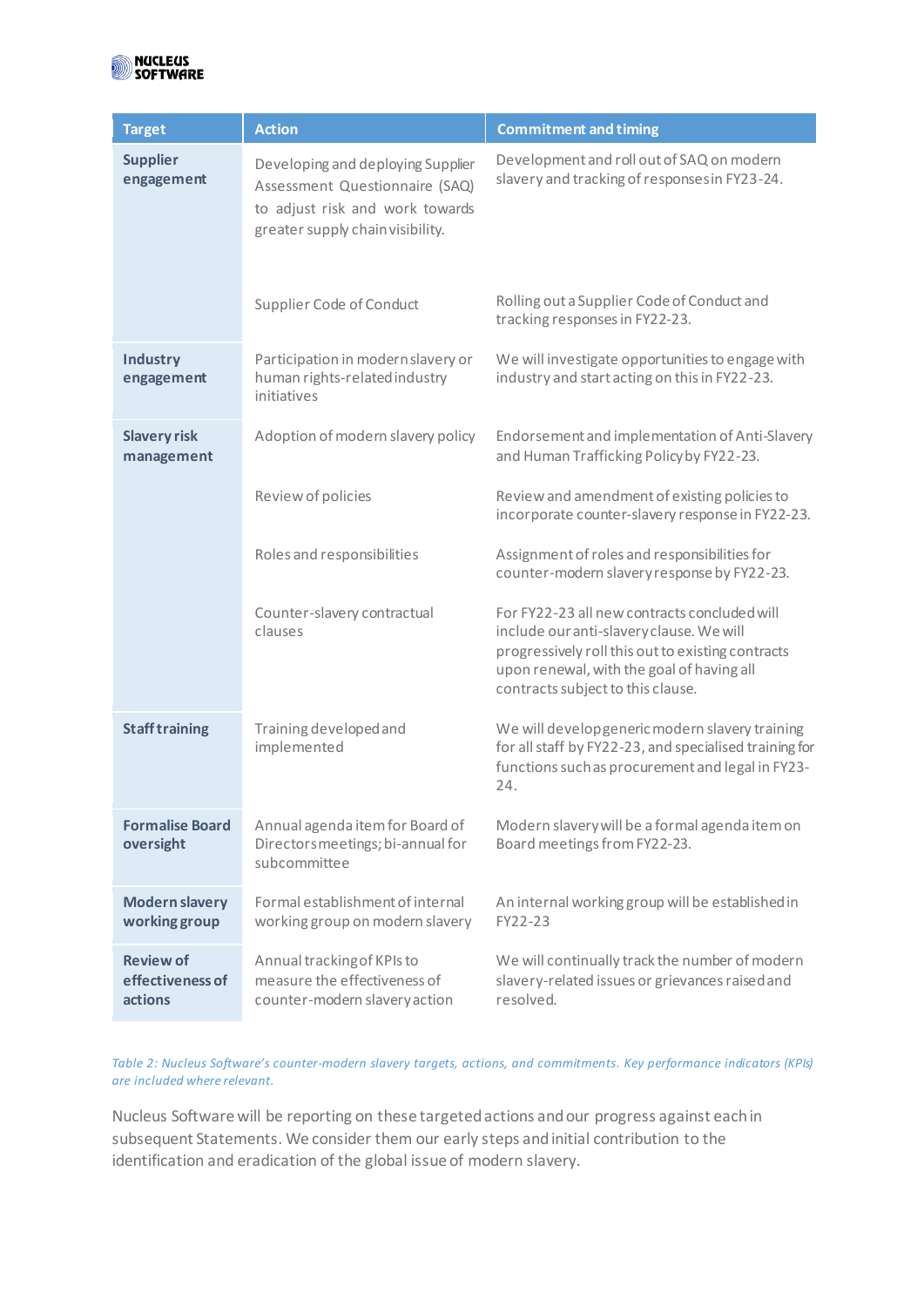| Target | Action | Commitment and timing |
| --- | --- | --- |
| **Supplier engagement** | Developing and deploying Supplier Assessment Questionnaire (SAQ) to adjust risk and work towards greater supply chain visibility. | Development and roll out of SAQ on modern slavery and tracking of responses in FY23-24. |
| | Supplier Code of Conduct | Rolling out a Supplier Code of Conduct and tracking responses in FY22-23. |
| **Industry engagement** | Participation in modern slavery or human rights-related industry initiatives | We will investigate opportunities to engage with industry and start acting on this in FY22-23. |
| **Slavery risk management** | Adoption of modern slavery policy | Endorsement and implementation of Anti-Slavery and Human Trafficking Policy by FY22-23. |
| | Review of policies | Review and amendment of existing policies to incorporate counter-slavery response in FY22-23. |
| | Roles and responsibilities | Assignment of roles and responsibilities for counter-modern slavery response by FY22-23. |
| | Counter-slavery contractual clauses | For FY22-23 all new contracts concluded will include our anti-slavery clause. We will progressively roll this out to existing contracts upon renewal, with the goal of having all contracts subject to this clause. |
| **Staff training** | Training developed and implemented | We will develop generic modern slavery training for all staff by FY22-23, and specialised training for functions such as procurement and legal in FY23-24. |
| **Formalise Board oversight** | Annual agenda item for Board of Directors meetings; bi-annual for subcommittee | Modern slavery will be a formal agenda item on Board meetings from FY22-23. |
| **Modern slavery working group** | Formal establishment of internal working group on modern slavery | An internal working group will be established in FY22-23 |
| **Review of effectiveness of actions** | Annual tracking of KPIs to measure the effectiveness of counter-modern slavery action | We will continually track the number of modern slavery-related issues or grievances raised and resolved. |

*Table 2: Nucleus Software's counter-modern slavery targets, actions, and commitments. Key performance indicators (KPIs) are included where relevant.*

Nucleus Software will be reporting on these targeted actions and our progress against each in subsequent Statements. We consider them our early steps and initial contribution to the identification and eradication of the global issue of modern slavery.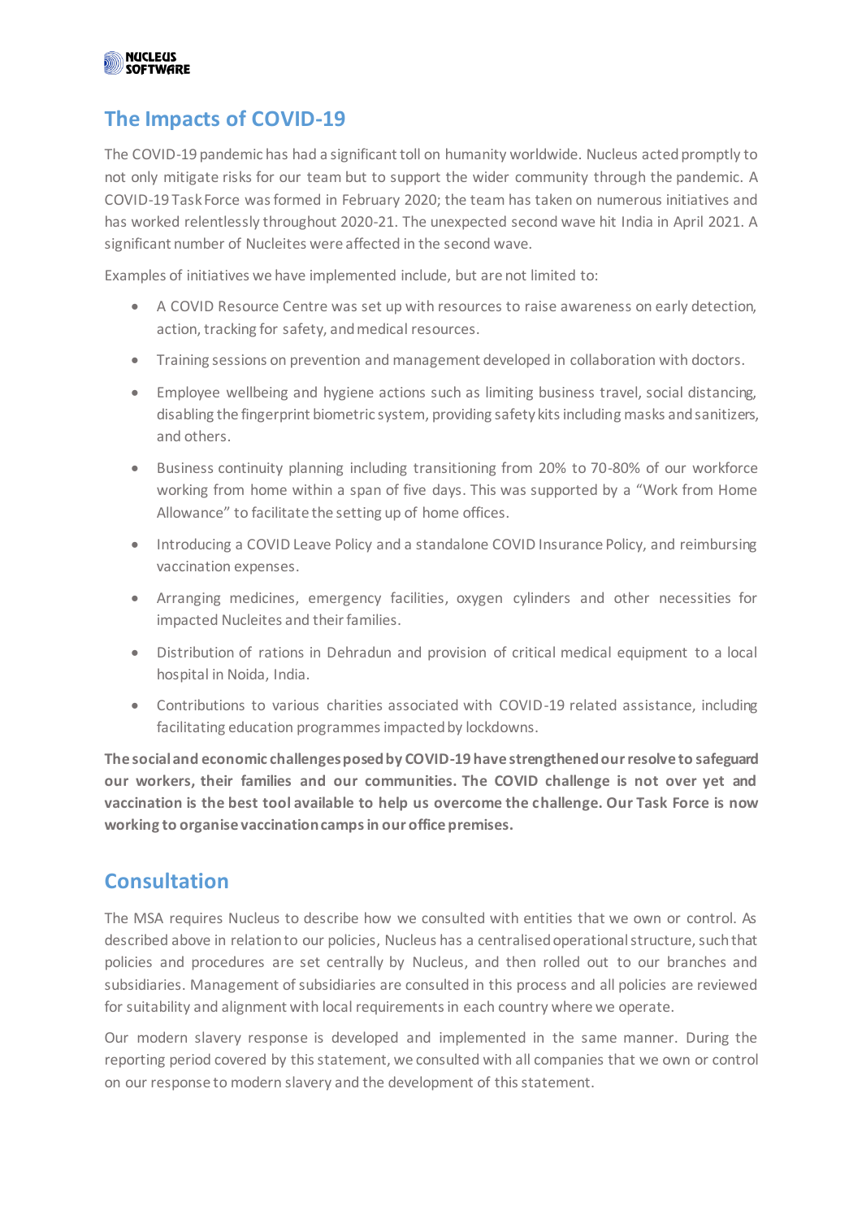## The Impacts of COVID-19

The COVID-19 pandemic has had a significant toll on humanity worldwide. Nucleus acted promptly to not only mitigate risks for our team but to support the wider community through the pandemic. A COVID-19 Task Force was formed in February 2020; the team has taken on numerous initiatives and has worked relentlessly throughout 2020-21. The unexpected second wave hit India in April 2021. A significant number of Nucleites were affected in the second wave.

Examples of initiatives we have implemented include, but are not limited to:

- A COVID Resource Centre was set up with resources to raise awareness on early detection, action, tracking for safety, and medical resources.
- Training sessions on prevention and management developed in collaboration with doctors.
- Employee wellbeing and hygiene actions such as limiting business travel, social distancing, disabling the fingerprint biometric system, providing safety kits including masks and sanitizers, and others.
- Business continuity planning including transitioning from 20% to 70-80% of our workforce working from home within a span of five days. This was supported by a "Work from Home Allowance" to facilitate the setting up of home offices.
- Introducing a COVID Leave Policy and a standalone COVID Insurance Policy, and reimbursing vaccination expenses.
- Arranging medicines, emergency facilities, oxygen cylinders and other necessities for impacted Nucleites and their families.
- Distribution of rations in Dehradun and provision of critical medical equipment to a local hospital in Noida, India.
- Contributions to various charities associated with COVID-19 related assistance, including facilitating education programmes impacted by lockdowns.

**The social and economic challenges posed by COVID-19 have strengthened our resolve to safeguard our workers, their families and our communities. The COVID challenge is not over yet and vaccination is the best tool available to help us overcome the challenge. Our Task Force is now working to organise vaccination camps in our office premises.**

## Consultation

The MSA requires Nucleus to describe how we consulted with entities that we own or control. As described above in relation to our policies, Nucleus has a centralised operational structure, such that policies and procedures are set centrally by Nucleus, and then rolled out to our branches and subsidiaries. Management of subsidiaries are consulted in this process and all policies are reviewed for suitability and alignment with local requirements in each country where we operate.

Our modern slavery response is developed and implemented in the same manner. During the reporting period covered by this statement, we consulted with all companies that we own or control on our response to modern slavery and the development of this statement.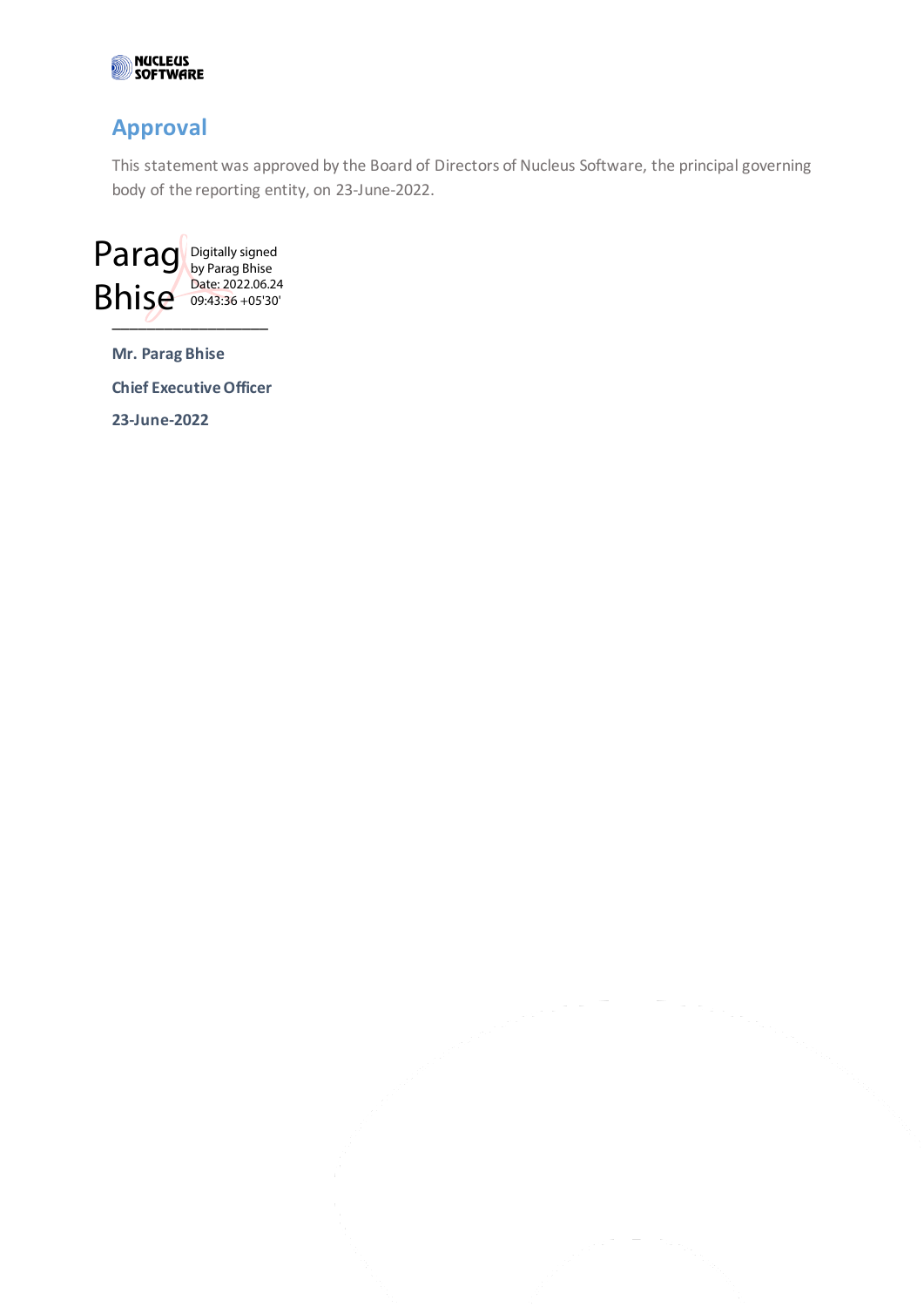## Approval

This statement was approved by the Board of Directors of Nucleus Software, the principal governing body of the reporting entity, on 23-June-2022.

Parag Bhise

Digitally signed by Parag Bhise
Date: 2022.06.24 09:43:36 +05'30'

**Mr. Parag Bhise**

**Chief Executive Officer**

**23-June-2022**